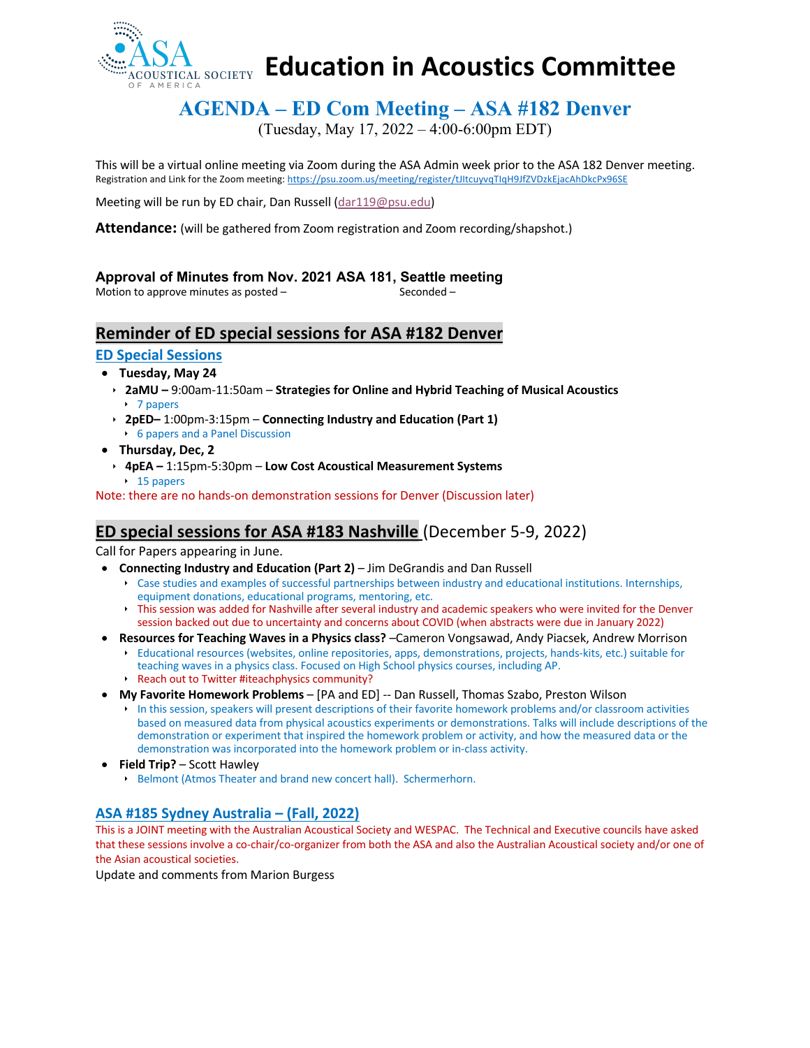# Education in Acoustics Committee

## AGENDA – ED Com Meeting – ASA #182 Denver

(Tuesday, May 17, 2022 – 4:00-6:00pm EDT)

This will be a virtual online meeting via Zoom during the ASA Admin week prior to the ASA 182 Denver meeting.
Registration and Link for the Zoom meeting: https://psu.zoom.us/meeting/register/tJltcuyvqTIqH9JfZVDzkEjacAhDkcPx96SE

Meeting will be run by ED chair, Dan Russell (dar119@psu.edu)

**Attendance:** (will be gathered from Zoom registration and Zoom recording/shapshot.)

### Approval of Minutes from Nov. 2021 ASA 181, Seattle meeting

Motion to approve minutes as posted – Seconded –

## Reminder of ED special sessions for ASA #182 Denver

### ED Special Sessions

- **Tuesday, May 24**
  - **2aMU –** 9:00am-11:50am – **Strategies for Online and Hybrid Teaching of Musical Acoustics**
    - 7 papers
  - **2pED–** 1:00pm-3:15pm – **Connecting Industry and Education (Part 1)**
    - 6 papers and a Panel Discussion
- **Thursday, Dec, 2**
  - **4pEA –** 1:15pm-5:30pm – **Low Cost Acoustical Measurement Systems**
    - 15 papers

Note: there are no hands-on demonstration sessions for Denver (Discussion later)

## ED special sessions for ASA #183 Nashville (December 5-9, 2022)

Call for Papers appearing in June.

- **Connecting Industry and Education (Part 2)** – Jim DeGrandis and Dan Russell
  - Case studies and examples of successful partnerships between industry and educational institutions. Internships, equipment donations, educational programs, mentoring, etc.
  - This session was added for Nashville after several industry and academic speakers who were invited for the Denver session backed out due to uncertainty and concerns about COVID (when abstracts were due in January 2022)
- **Resources for Teaching Waves in a Physics class?** –Cameron Vongsawad, Andy Piacsek, Andrew Morrison
  - Educational resources (websites, online repositories, apps, demonstrations, projects, hands-kits, etc.) suitable for teaching waves in a physics class. Focused on High School physics courses, including AP.
  - Reach out to Twitter #iteachphysics community?
- **My Favorite Homework Problems** – [PA and ED] -- Dan Russell, Thomas Szabo, Preston Wilson
  - In this session, speakers will present descriptions of their favorite homework problems and/or classroom activities based on measured data from physical acoustics experiments or demonstrations. Talks will include descriptions of the demonstration or experiment that inspired the homework problem or activity, and how the measured data or the demonstration was incorporated into the homework problem or in-class activity.
- **Field Trip?** – Scott Hawley
  - Belmont (Atmos Theater and brand new concert hall). Schermerhorn.

### ASA #185 Sydney Australia – (Fall, 2022)

This is a JOINT meeting with the Australian Acoustical Society and WESPAC. The Technical and Executive councils have asked that these sessions involve a co-chair/co-organizer from both the ASA and also the Australian Acoustical society and/or one of the Asian acoustical societies.

Update and comments from Marion Burgess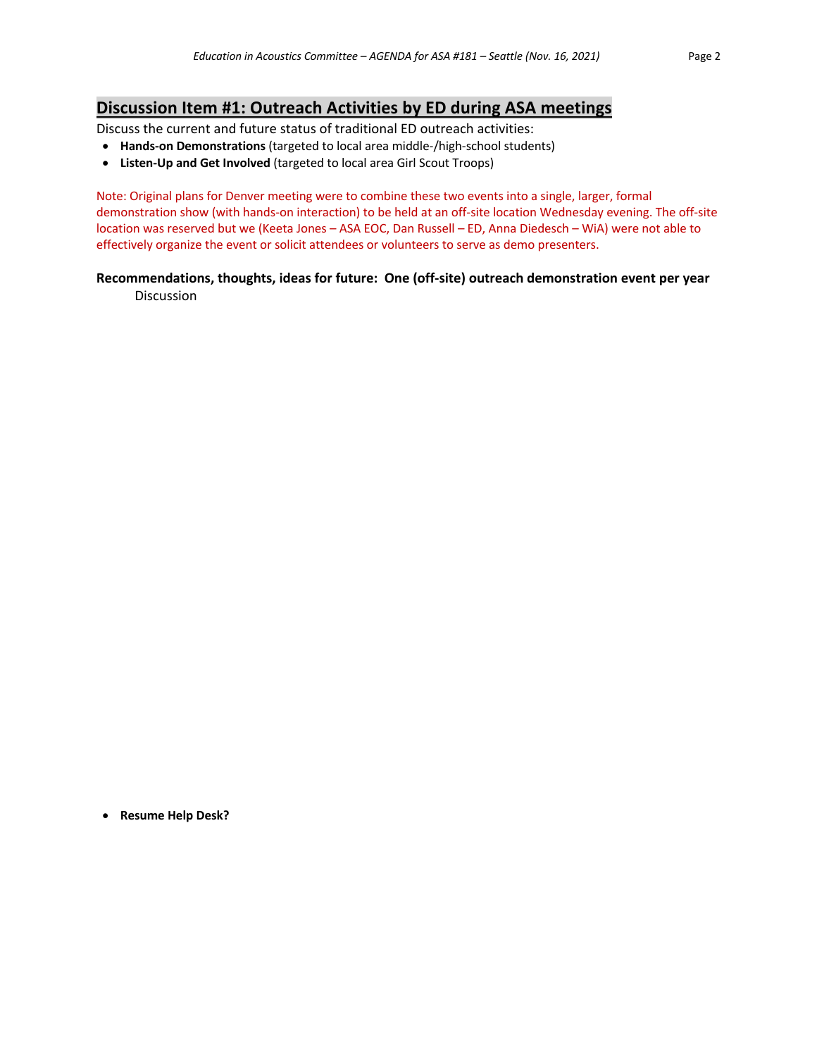## Discussion Item #1: Outreach Activities by ED during ASA meetings

Discuss the current and future status of traditional ED outreach activities:

- **Hands-on Demonstrations** (targeted to local area middle-/high-school students)
- **Listen-Up and Get Involved** (targeted to local area Girl Scout Troops)

Note: Original plans for Denver meeting were to combine these two events into a single, larger, formal demonstration show (with hands-on interaction) to be held at an off-site location Wednesday evening. The off-site location was reserved but we (Keeta Jones – ASA EOC, Dan Russell – ED, Anna Diedesch – WiA) were not able to effectively organize the event or solicit attendees or volunteers to serve as demo presenters.

**Recommendations, thoughts, ideas for future: One (off-site) outreach demonstration event per year**

Discussion

- **Resume Help Desk?**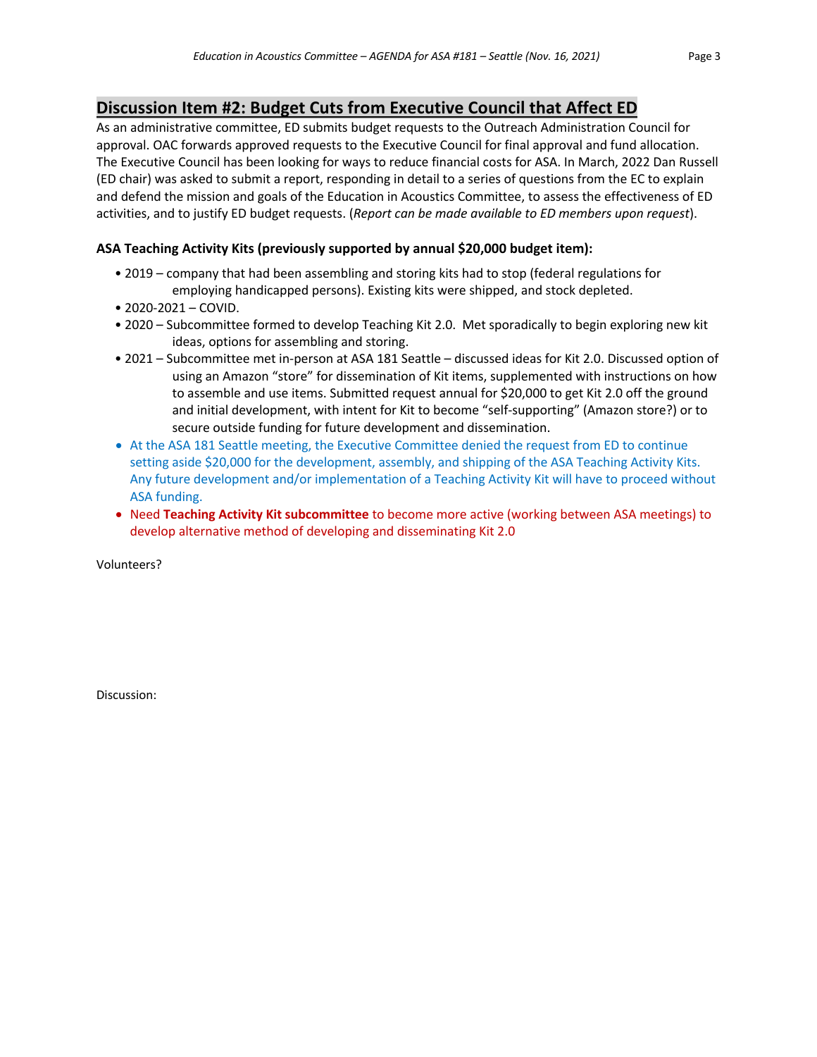## Discussion Item #2: Budget Cuts from Executive Council that Affect ED

As an administrative committee, ED submits budget requests to the Outreach Administration Council for approval. OAC forwards approved requests to the Executive Council for final approval and fund allocation. The Executive Council has been looking for ways to reduce financial costs for ASA. In March, 2022 Dan Russell (ED chair) was asked to submit a report, responding in detail to a series of questions from the EC to explain and defend the mission and goals of the Education in Acoustics Committee, to assess the effectiveness of ED activities, and to justify ED budget requests. (*Report can be made available to ED members upon request*).

**ASA Teaching Activity Kits (previously supported by annual $20,000 budget item):**

- 2019 – company that had been assembling and storing kits had to stop (federal regulations for employing handicapped persons). Existing kits were shipped, and stock depleted.
- 2020-2021 – COVID.
- 2020 – Subcommittee formed to develop Teaching Kit 2.0. Met sporadically to begin exploring new kit ideas, options for assembling and storing.
- 2021 – Subcommittee met in-person at ASA 181 Seattle – discussed ideas for Kit 2.0. Discussed option of using an Amazon "store" for dissemination of Kit items, supplemented with instructions on how to assemble and use items. Submitted request annual for $20,000 to get Kit 2.0 off the ground and initial development, with intent for Kit to become "self-supporting" (Amazon store?) or to secure outside funding for future development and dissemination.
- At the ASA 181 Seattle meeting, the Executive Committee denied the request from ED to continue setting aside $20,000 for the development, assembly, and shipping of the ASA Teaching Activity Kits. Any future development and/or implementation of a Teaching Activity Kit will have to proceed without ASA funding.
- Need **Teaching Activity Kit subcommittee** to become more active (working between ASA meetings) to develop alternative method of developing and disseminating Kit 2.0

Volunteers?

Discussion: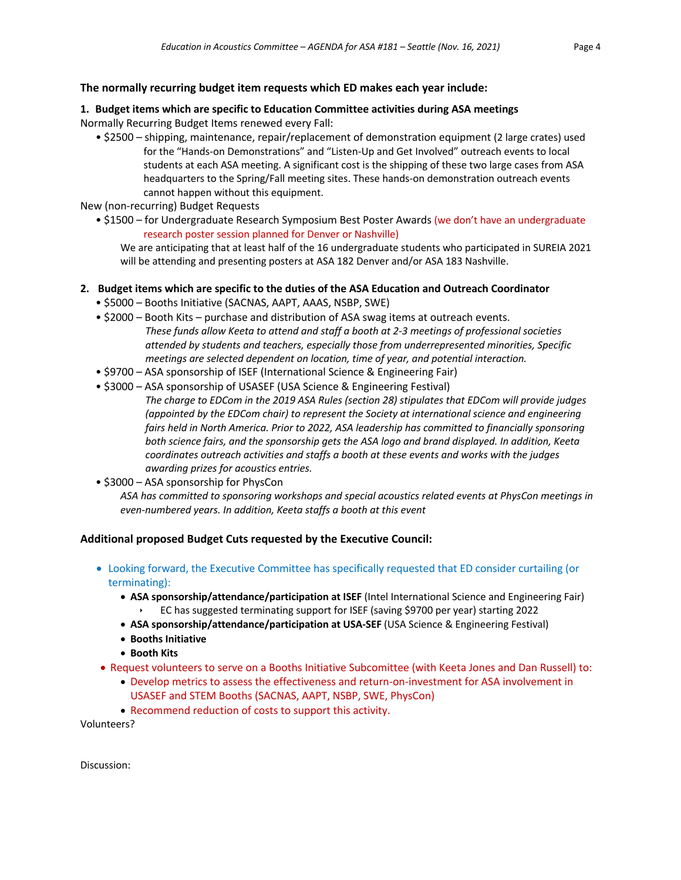**The normally recurring budget item requests which ED makes each year include:**

**1. Budget items which are specific to Education Committee activities during ASA meetings**

Normally Recurring Budget Items renewed every Fall:

- $2500 – shipping, maintenance, repair/replacement of demonstration equipment (2 large crates) used for the "Hands-on Demonstrations" and "Listen-Up and Get Involved" outreach events to local students at each ASA meeting. A significant cost is the shipping of these two large cases from ASA headquarters to the Spring/Fall meeting sites. These hands-on demonstration outreach events cannot happen without this equipment.

New (non-recurring) Budget Requests

- $1500 – for Undergraduate Research Symposium Best Poster Awards (we don't have an undergraduate research poster session planned for Denver or Nashville)

  We are anticipating that at least half of the 16 undergraduate students who participated in SUREIA 2021 will be attending and presenting posters at ASA 182 Denver and/or ASA 183 Nashville.

**2. Budget items which are specific to the duties of the ASA Education and Outreach Coordinator**

- $5000 – Booths Initiative (SACNAS, AAPT, AAAS, NSBP, SWE)
- $2000 – Booth Kits – purchase and distribution of ASA swag items at outreach events.

  *These funds allow Keeta to attend and staff a booth at 2-3 meetings of professional societies attended by students and teachers, especially those from underrepresented minorities, Specific meetings are selected dependent on location, time of year, and potential interaction.*
- $9700 – ASA sponsorship of ISEF (International Science & Engineering Fair)
- $3000 – ASA sponsorship of USASEF (USA Science & Engineering Festival)

  *The charge to EDCom in the 2019 ASA Rules (section 28) stipulates that EDCom will provide judges (appointed by the EDCom chair) to represent the Society at international science and engineering fairs held in North America. Prior to 2022, ASA leadership has committed to financially sponsoring both science fairs, and the sponsorship gets the ASA logo and brand displayed. In addition, Keeta coordinates outreach activities and staffs a booth at these events and works with the judges awarding prizes for acoustics entries.*
- $3000 – ASA sponsorship for PhysCon

  *ASA has committed to sponsoring workshops and special acoustics related events at PhysCon meetings in even-numbered years. In addition, Keeta staffs a booth at this event*

**Additional proposed Budget Cuts requested by the Executive Council:**

- Looking forward, the Executive Committee has specifically requested that ED consider curtailing (or terminating):
  - **ASA sponsorship/attendance/participation at ISEF** (Intel International Science and Engineering Fair)
    - EC has suggested terminating support for ISEF (saving $9700 per year) starting 2022
  - **ASA sponsorship/attendance/participation at USA-SEF** (USA Science & Engineering Festival)
  - **Booths Initiative**
  - **Booth Kits**
- Request volunteers to serve on a Booths Initiative Subcommittee (with Keeta Jones and Dan Russell) to:
  - Develop metrics to assess the effectiveness and return-on-investment for ASA involvement in USASEF and STEM Booths (SACNAS, AAPT, NSBP, SWE, PhysCon)
  - Recommend reduction of costs to support this activity.

Volunteers?

Discussion: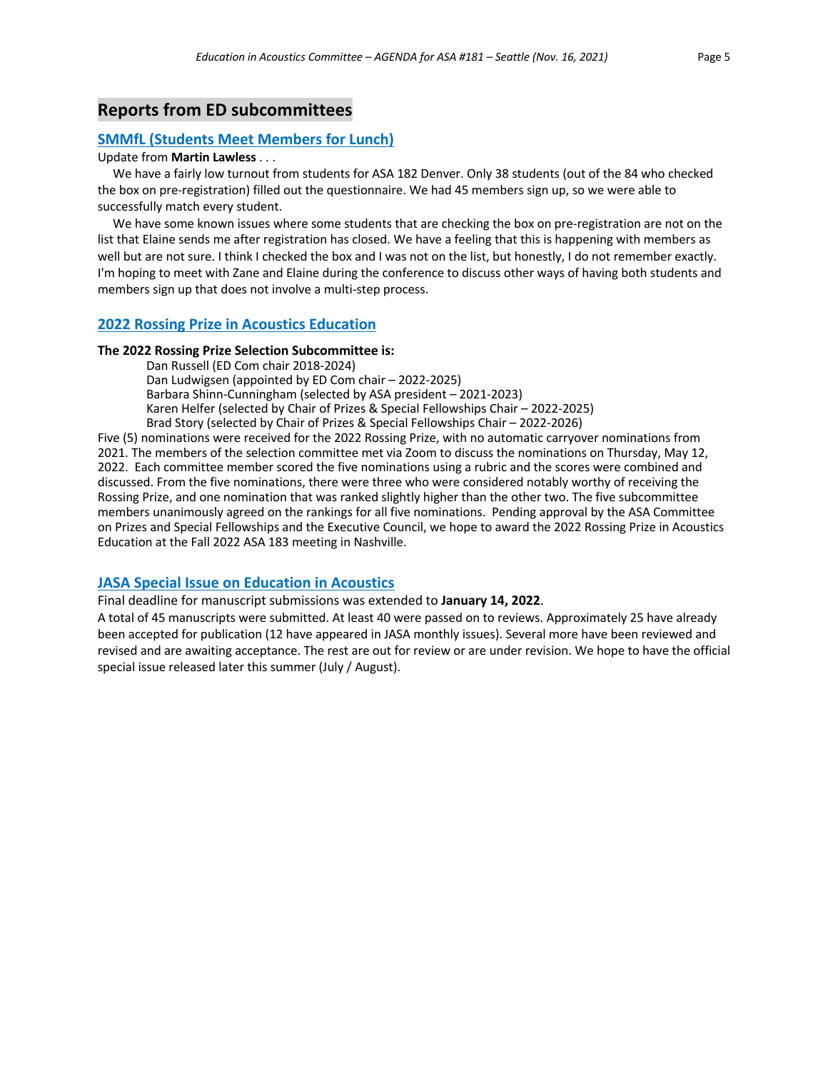## Reports from ED subcommittees

### SMMfL (Students Meet Members for Lunch)

Update from **Martin Lawless** . . .

We have a fairly low turnout from students for ASA 182 Denver. Only 38 students (out of the 84 who checked the box on pre-registration) filled out the questionnaire. We had 45 members sign up, so we were able to successfully match every student.

We have some known issues where some students that are checking the box on pre-registration are not on the list that Elaine sends me after registration has closed. We have a feeling that this is happening with members as well but are not sure. I think I checked the box and I was not on the list, but honestly, I do not remember exactly. I'm hoping to meet with Zane and Elaine during the conference to discuss other ways of having both students and members sign up that does not involve a multi-step process.

### 2022 Rossing Prize in Acoustics Education

**The 2022 Rossing Prize Selection Subcommittee is:**

- Dan Russell (ED Com chair 2018-2024)
- Dan Ludwigsen (appointed by ED Com chair – 2022-2025)
- Barbara Shinn-Cunningham (selected by ASA president – 2021-2023)
- Karen Helfer (selected by Chair of Prizes & Special Fellowships Chair – 2022-2025)
- Brad Story (selected by Chair of Prizes & Special Fellowships Chair – 2022-2026)

Five (5) nominations were received for the 2022 Rossing Prize, with no automatic carryover nominations from 2021. The members of the selection committee met via Zoom to discuss the nominations on Thursday, May 12, 2022. Each committee member scored the five nominations using a rubric and the scores were combined and discussed. From the five nominations, there were three who were considered notably worthy of receiving the Rossing Prize, and one nomination that was ranked slightly higher than the other two. The five subcommittee members unanimously agreed on the rankings for all five nominations. Pending approval by the ASA Committee on Prizes and Special Fellowships and the Executive Council, we hope to award the 2022 Rossing Prize in Acoustics Education at the Fall 2022 ASA 183 meeting in Nashville.

### JASA Special Issue on Education in Acoustics

Final deadline for manuscript submissions was extended to **January 14, 2022**.

A total of 45 manuscripts were submitted. At least 40 were passed on to reviews. Approximately 25 have already been accepted for publication (12 have appeared in JASA monthly issues). Several more have been reviewed and revised and are awaiting acceptance. The rest are out for review or are under revision. We hope to have the official special issue released later this summer (July / August).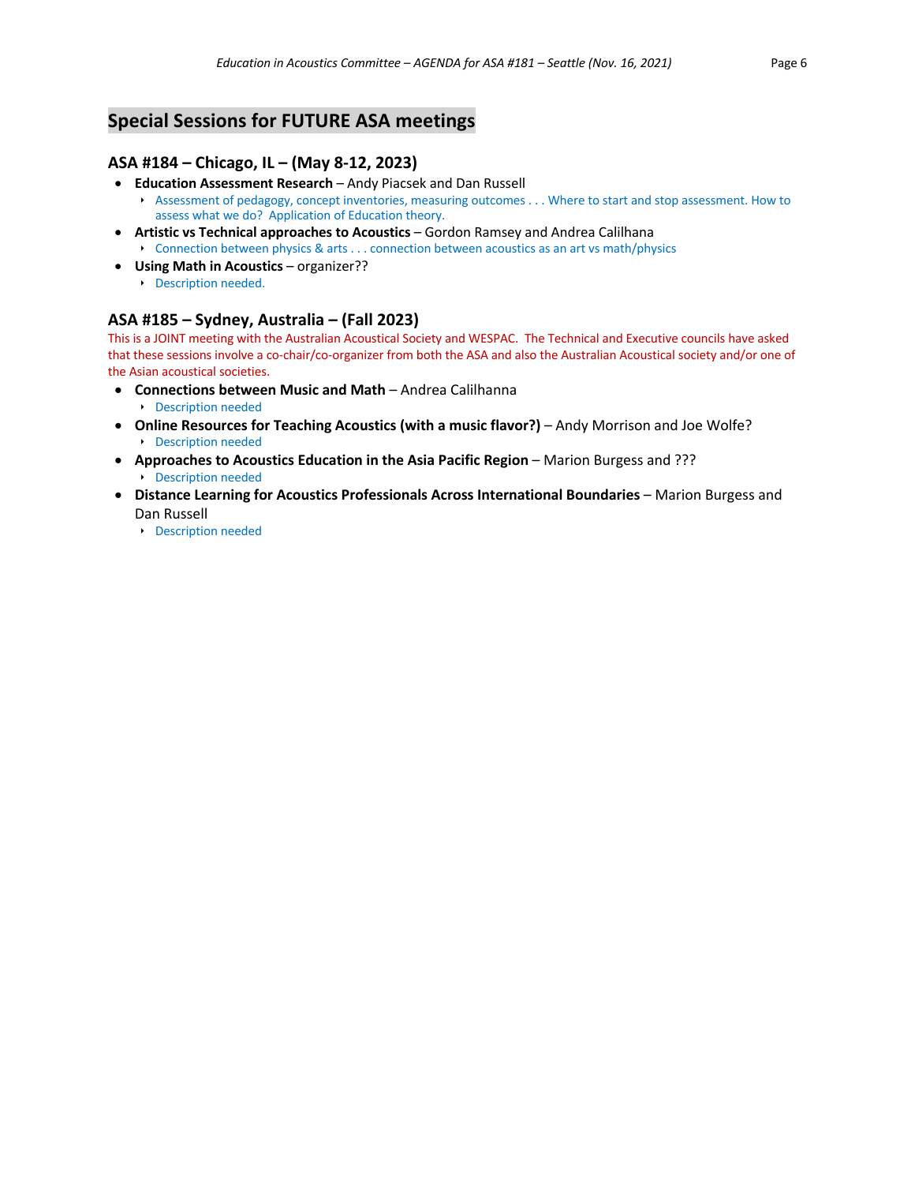## Special Sessions for FUTURE ASA meetings

### ASA #184 – Chicago, IL – (May 8-12, 2023)

- **Education Assessment Research** – Andy Piacsek and Dan Russell
  - Assessment of pedagogy, concept inventories, measuring outcomes . . . Where to start and stop assessment. How to assess what we do? Application of Education theory.
- **Artistic vs Technical approaches to Acoustics** – Gordon Ramsey and Andrea Calilhana
  - Connection between physics & arts . . . connection between acoustics as an art vs math/physics
- **Using Math in Acoustics** – organizer??
  - Description needed.

### ASA #185 – Sydney, Australia – (Fall 2023)

This is a JOINT meeting with the Australian Acoustical Society and WESPAC. The Technical and Executive councils have asked that these sessions involve a co-chair/co-organizer from both the ASA and also the Australian Acoustical society and/or one of the Asian acoustical societies.

- **Connections between Music and Math** – Andrea Calilhanna
  - Description needed
- **Online Resources for Teaching Acoustics (with a music flavor?)** – Andy Morrison and Joe Wolfe?
  - Description needed
- **Approaches to Acoustics Education in the Asia Pacific Region** – Marion Burgess and ???
  - Description needed
- **Distance Learning for Acoustics Professionals Across International Boundaries** – Marion Burgess and Dan Russell
  - Description needed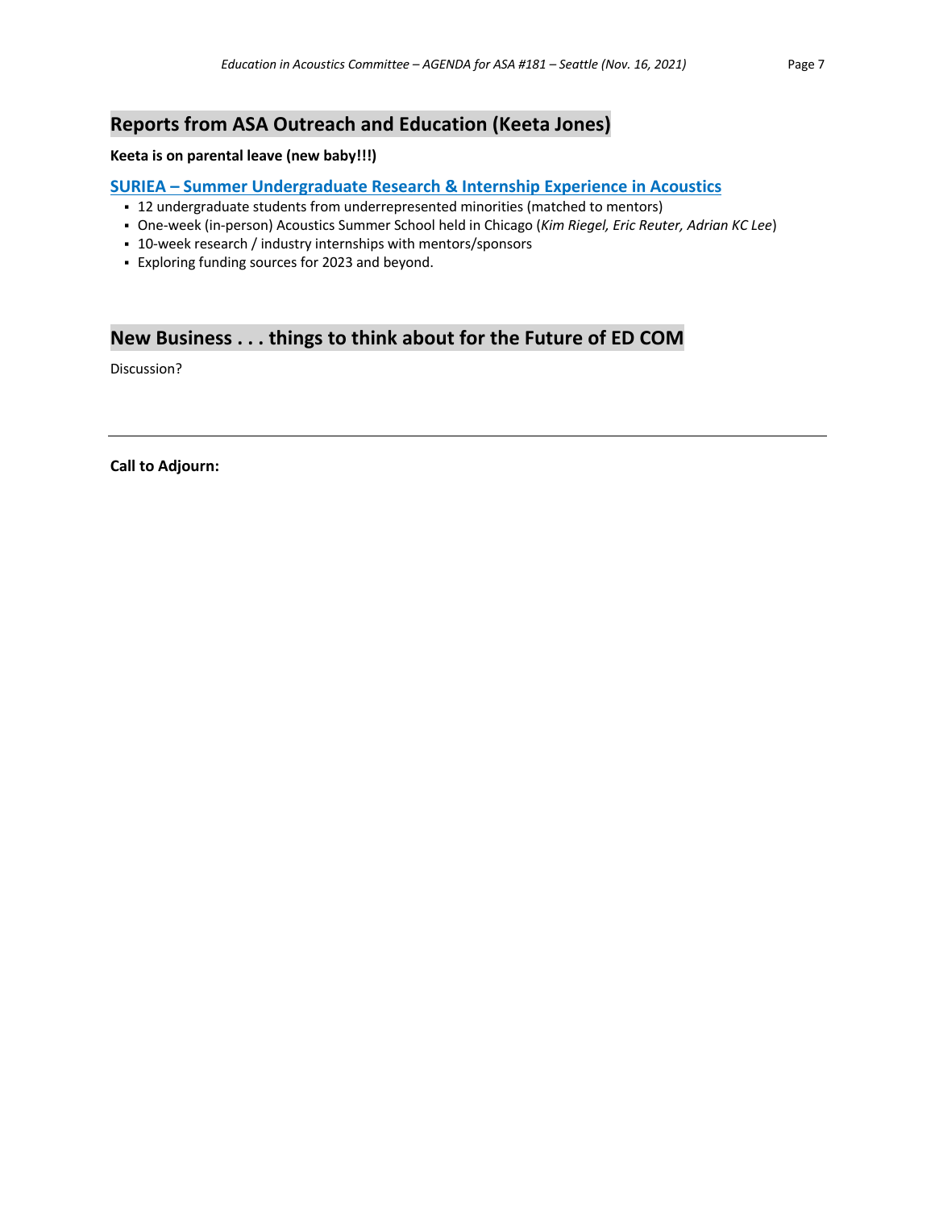## Reports from ASA Outreach and Education (Keeta Jones)

**Keeta is on parental leave (new baby!!!)**

### SURIEA – Summer Undergraduate Research & Internship Experience in Acoustics

- 12 undergraduate students from underrepresented minorities (matched to mentors)
- One-week (in-person) Acoustics Summer School held in Chicago (*Kim Riegel, Eric Reuter, Adrian KC Lee*)
- 10-week research / industry internships with mentors/sponsors
- Exploring funding sources for 2023 and beyond.

## New Business . . . things to think about for the Future of ED COM

Discussion?

---

**Call to Adjourn:**